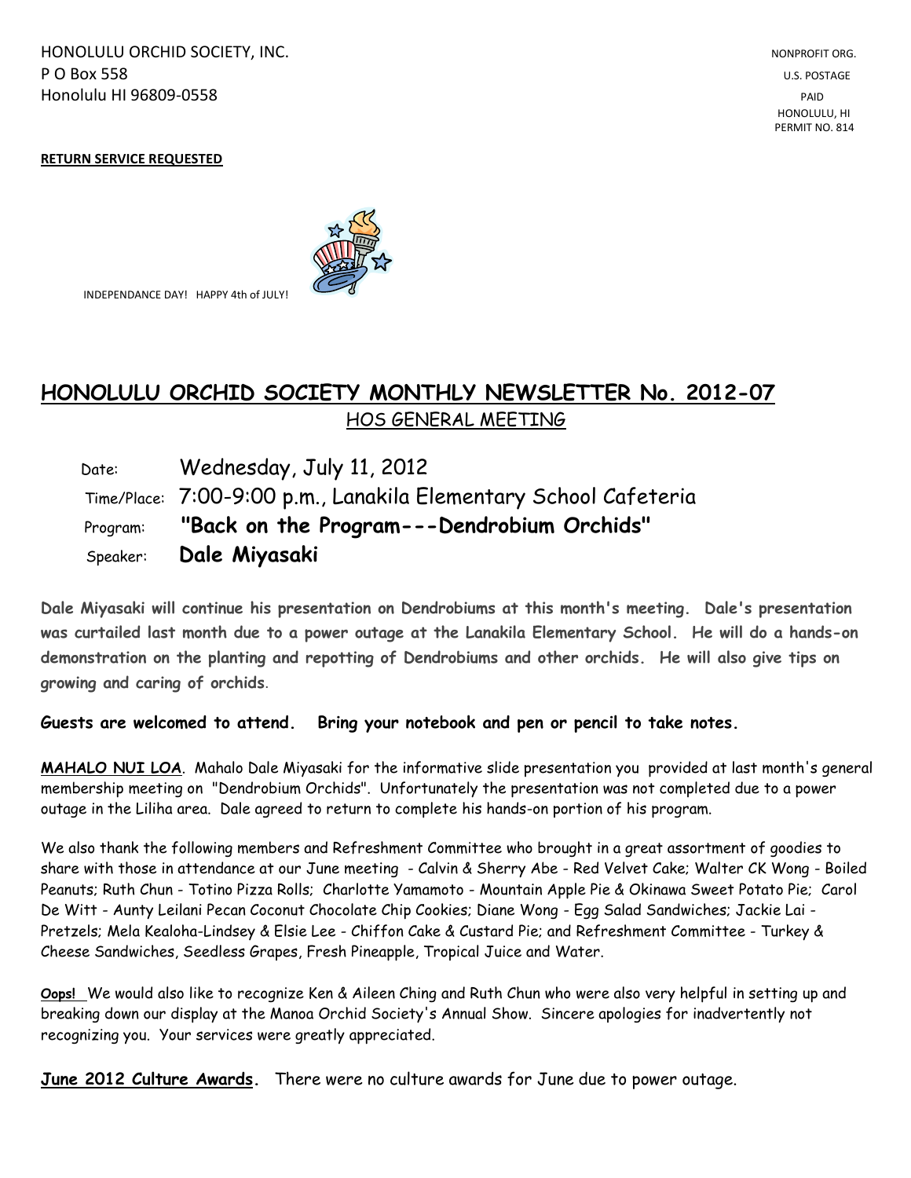HONOLULU ORCHID SOCIETY, INC.
P O Box 558
Honolulu HI 96809-0558

NONPROFIT ORG.
U.S. POSTAGE
PAID
HONOLULU, HI
PERMIT NO. 814

**RETURN SERVICE REQUESTED**

INDEPENDANCE DAY! HAPPY 4th of JULY!

# HONOLULU ORCHID SOCIETY MONTHLY NEWSLETTER No. 2012-07

## HOS GENERAL MEETING

Date: Wednesday, July 11, 2012

Time/Place: 7:00-9:00 p.m., Lanakila Elementary School Cafeteria

Program: **"Back on the Program---Dendrobium Orchids"**

Speaker: **Dale Miyasaki**

**Dale Miyasaki will continue his presentation on Dendrobiums at this month's meeting. Dale's presentation was curtailed last month due to a power outage at the Lanakila Elementary School. He will do a hands-on demonstration on the planting and repotting of Dendrobiums and other orchids. He will also give tips on growing and caring of orchids.**

**Guests are welcomed to attend. Bring your notebook and pen or pencil to take notes.**

**MAHALO NUI LOA**. Mahalo Dale Miyasaki for the informative slide presentation you provided at last month's general membership meeting on "Dendrobium Orchids". Unfortunately the presentation was not completed due to a power outage in the Liliha area. Dale agreed to return to complete his hands-on portion of his program.

We also thank the following members and Refreshment Committee who brought in a great assortment of goodies to share with those in attendance at our June meeting - Calvin & Sherry Abe - Red Velvet Cake; Walter CK Wong - Boiled Peanuts; Ruth Chun - Totino Pizza Rolls; Charlotte Yamamoto - Mountain Apple Pie & Okinawa Sweet Potato Pie; Carol De Witt - Aunty Leilani Pecan Coconut Chocolate Chip Cookies; Diane Wong - Egg Salad Sandwiches; Jackie Lai - Pretzels; Mela Kealoha-Lindsey & Elsie Lee - Chiffon Cake & Custard Pie; and Refreshment Committee - Turkey & Cheese Sandwiches, Seedless Grapes, Fresh Pineapple, Tropical Juice and Water.

**Oops!** We would also like to recognize Ken & Aileen Ching and Ruth Chun who were also very helpful in setting up and breaking down our display at the Manoa Orchid Society's Annual Show. Sincere apologies for inadvertently not recognizing you. Your services were greatly appreciated.

**June 2012 Culture Awards.** There were no culture awards for June due to power outage.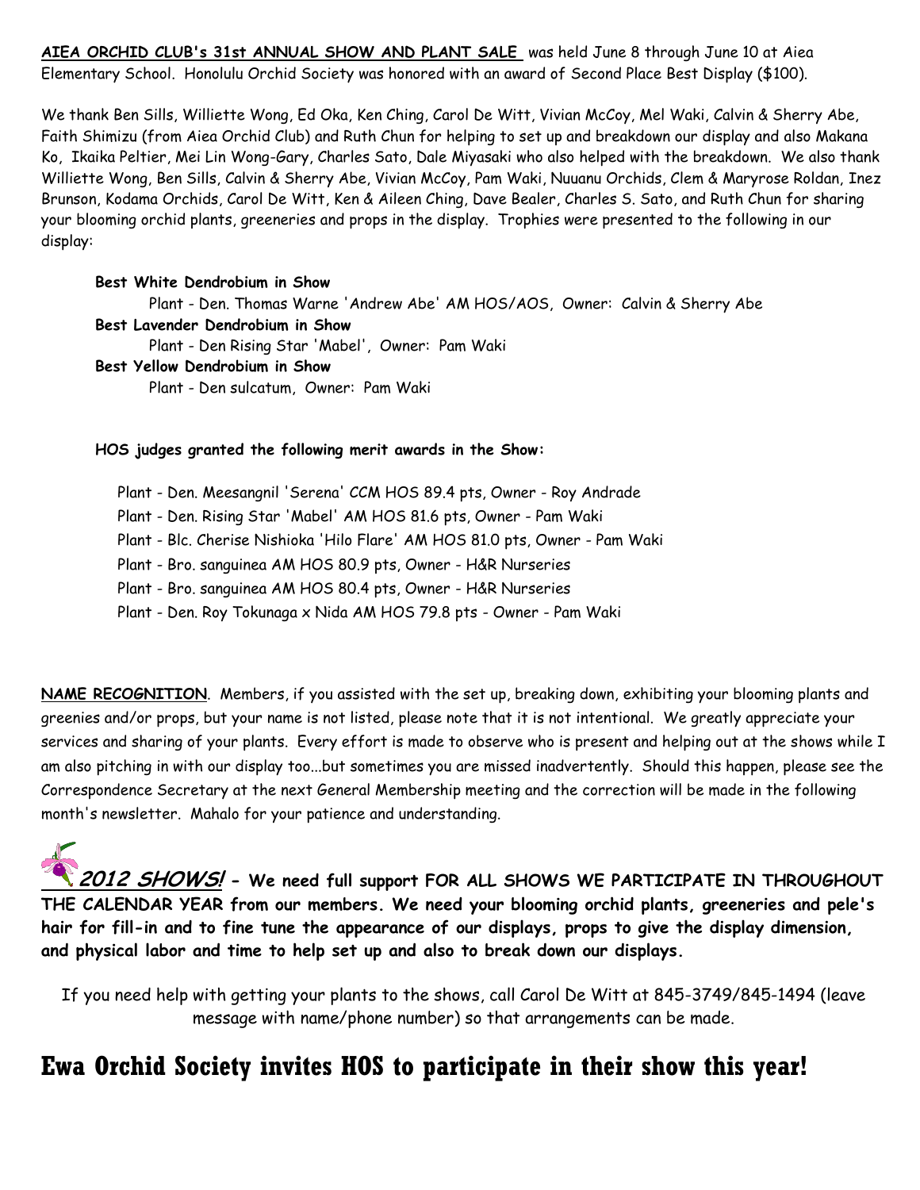**AIEA ORCHID CLUB's 31st ANNUAL SHOW AND PLANT SALE** was held June 8 through June 10 at Aiea Elementary School. Honolulu Orchid Society was honored with an award of Second Place Best Display ($100).

We thank Ben Sills, Williette Wong, Ed Oka, Ken Ching, Carol De Witt, Vivian McCoy, Mel Waki, Calvin & Sherry Abe, Faith Shimizu (from Aiea Orchid Club) and Ruth Chun for helping to set up and breakdown our display and also Makana Ko, Ikaika Peltier, Mei Lin Wong-Gary, Charles Sato, Dale Miyasaki who also helped with the breakdown. We also thank Williette Wong, Ben Sills, Calvin & Sherry Abe, Vivian McCoy, Pam Waki, Nuuanu Orchids, Clem & Maryrose Roldan, Inez Brunson, Kodama Orchids, Carol De Witt, Ken & Aileen Ching, Dave Bealer, Charles S. Sato, and Ruth Chun for sharing your blooming orchid plants, greeneries and props in the display. Trophies were presented to the following in our display:

**Best White Dendrobium in Show**
Plant - Den. Thomas Warne 'Andrew Abe' AM HOS/AOS, Owner: Calvin & Sherry Abe

**Best Lavender Dendrobium in Show**
Plant - Den Rising Star 'Mabel', Owner: Pam Waki

**Best Yellow Dendrobium in Show**
Plant - Den sulcatum, Owner: Pam Waki

**HOS judges granted the following merit awards in the Show:**

Plant - Den. Meesangnil 'Serena' CCM HOS 89.4 pts, Owner - Roy Andrade
Plant - Den. Rising Star 'Mabel' AM HOS 81.6 pts, Owner - Pam Waki
Plant - Blc. Cherise Nishioka 'Hilo Flare' AM HOS 81.0 pts, Owner - Pam Waki
Plant - Bro. sanguinea AM HOS 80.9 pts, Owner - H&R Nurseries
Plant - Bro. sanguinea AM HOS 80.4 pts, Owner - H&R Nurseries
Plant - Den. Roy Tokunaga x Nida AM HOS 79.8 pts - Owner - Pam Waki

**NAME RECOGNITION**. Members, if you assisted with the set up, breaking down, exhibiting your blooming plants and greenies and/or props, but your name is not listed, please note that it is not intentional. We greatly appreciate your services and sharing of your plants. Every effort is made to observe who is present and helping out at the shows while I am also pitching in with our display too...but sometimes you are missed inadvertently. Should this happen, please see the Correspondence Secretary at the next General Membership meeting and the correction will be made in the following month's newsletter. Mahalo for your patience and understanding.

***2012 SHOWS!*** **- We need full support FOR ALL SHOWS WE PARTICIPATE IN THROUGHOUT THE CALENDAR YEAR from our members. We need your blooming orchid plants, greeneries and pele's hair for fill-in and to fine tune the appearance of our displays, props to give the display dimension, and physical labor and time to help set up and also to break down our displays.**

If you need help with getting your plants to the shows, call Carol De Witt at 845-3749/845-1494 (leave message with name/phone number) so that arrangements can be made.

# Ewa Orchid Society invites HOS to participate in their show this year!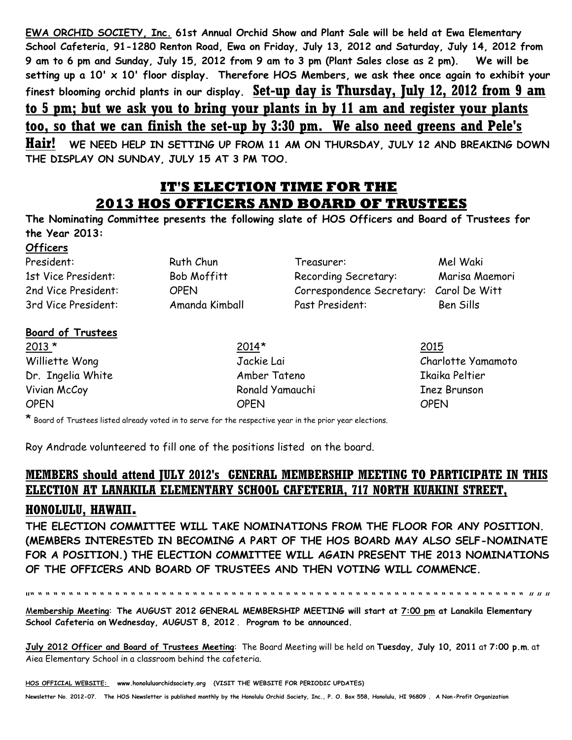**EWA ORCHID SOCIETY, Inc. 61st Annual Orchid Show and Plant Sale will be held at Ewa Elementary School Cafeteria, 91-1280 Renton Road, Ewa on Friday, July 13, 2012 and Saturday, July 14, 2012 from 9 am to 6 pm and Sunday, July 15, 2012 from 9 am to 3 pm (Plant Sales close as 2 pm). We will be setting up a 10' x 10' floor display. Therefore HOS Members, we ask thee once again to exhibit your finest blooming orchid plants in our display. Set-up day is Thursday, July 12, 2012 from 9 am to 5 pm; but we ask you to bring your plants in by 11 am and register your plants too, so that we can finish the set-up by 3:30 pm. We also need greens and Pele's Hair! WE NEED HELP IN SETTING UP FROM 11 AM ON THURSDAY, JULY 12 AND BREAKING DOWN THE DISPLAY ON SUNDAY, JULY 15 AT 3 PM TOO.**

## IT'S ELECTION TIME FOR THE 2013 HOS OFFICERS AND BOARD OF TRUSTEES

**The Nominating Committee presents the following slate of HOS Officers and Board of Trustees for the Year 2013:**

**Officers**

| | | | |
|---|---|---|---|
| President: | Ruth Chun | Treasurer: | Mel Waki |
| 1st Vice President: | Bob Moffitt | Recording Secretary: | Marisa Maemori |
| 2nd Vice President: | OPEN | Correspondence Secretary: | Carol De Witt |
| 3rd Vice President: | Amanda Kimball | Past President: | Ben Sills |

**Board of Trustees**

| 2013 * | 2014* | 2015 |
|---|---|---|
| Williette Wong | Jackie Lai | Charlotte Yamamoto |
| Dr. Ingelia White | Amber Tateno | Ikaika Peltier |
| Vivian McCoy | Ronald Yamauchi | Inez Brunson |
| OPEN | OPEN | OPEN |

* Board of Trustees listed already voted in to serve for the respective year in the prior year elections.

Roy Andrade volunteered to fill one of the positions listed on the board.

## MEMBERS should attend JULY 2012's GENERAL MEMBERSHIP MEETING TO PARTICIPATE IN THIS ELECTION AT LANAKILA ELEMENTARY SCHOOL CAFETERIA, 717 NORTH KUAKINI STREET, HONOLULU, HAWAII.

**THE ELECTION COMMITTEE WILL TAKE NOMINATIONS FROM THE FLOOR FOR ANY POSITION. (MEMBERS INTERESTED IN BECOMING A PART OF THE HOS BOARD MAY ALSO SELF-NOMINATE FOR A POSITION.) THE ELECTION COMMITTEE WILL AGAIN PRESENT THE 2013 NOMINATIONS OF THE OFFICERS AND BOARD OF TRUSTEES AND THEN VOTING WILL COMMENCE.**

---

**Membership Meeting**: **The AUGUST 2012 GENERAL MEMBERSHIP MEETING will start at 7:00 pm at Lanakila Elementary School Cafeteria on Wednesday, AUGUST 8, 2012 . Program to be announced.**

**July 2012 Officer and Board of Trustees Meeting**: The Board Meeting will be held on **Tuesday, July 10, 2011** at **7:00 p.m**. at Aiea Elementary School in a classroom behind the cafeteria.

**HOS OFFICIAL WEBSITE: www.honoluluorchidsociety.org (VISIT THE WEBSITE FOR PERIODIC UPDATES)**

**Newsletter No. 2012-07. The HOS Newsletter is published monthly by the Honolulu Orchid Society, Inc., P. O. Box 558, Honolulu, HI 96809 . A Non-Profit Organization**